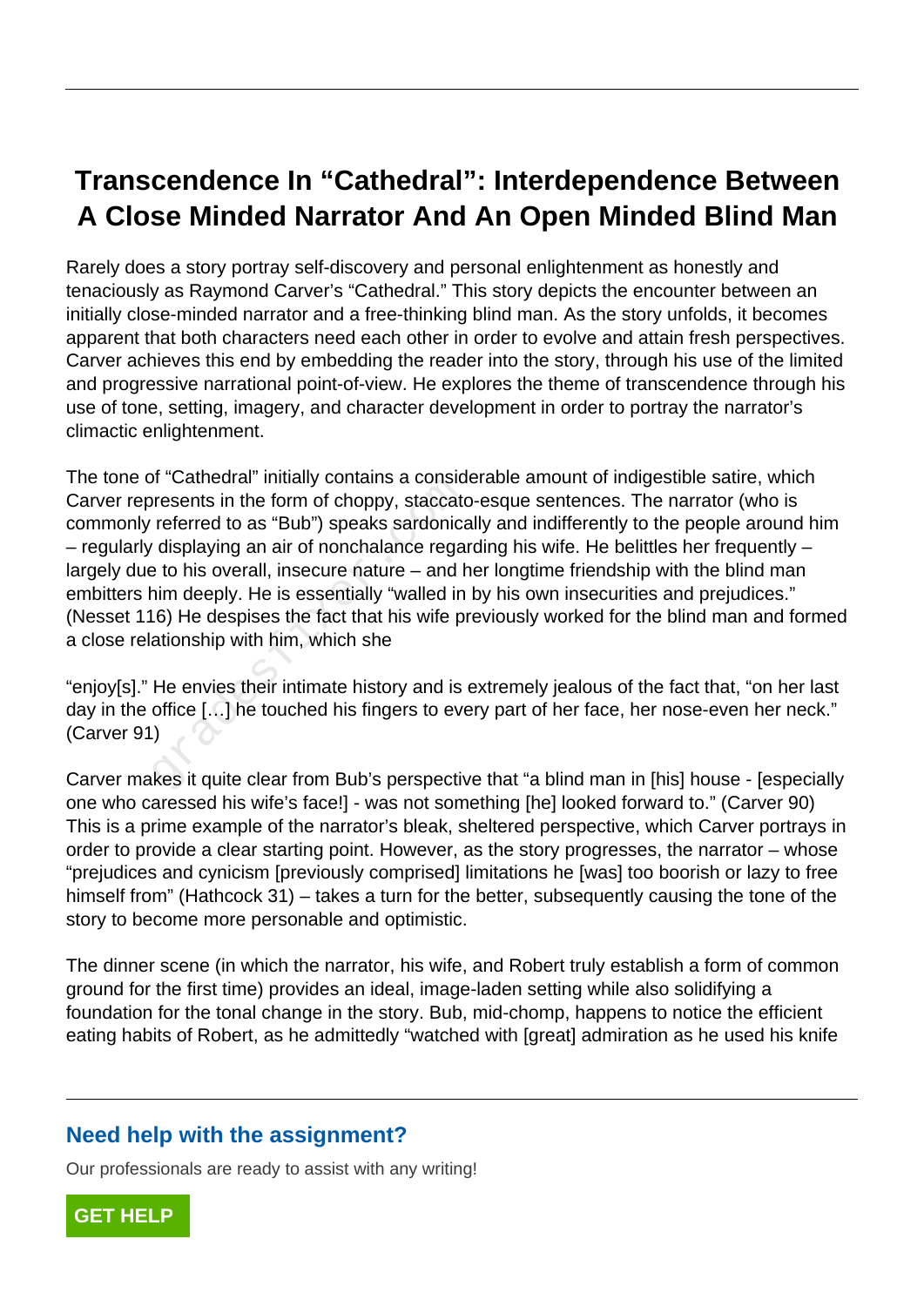# Transcendence In "Cathedral": Interdependence Between A Close Minded Narrator And An Open Minded Blind Man

Rarely does a story portray self-discovery and personal enlightenment as honestly and tenaciously as Raymond Carver's "Cathedral." This story depicts the encounter between an initially close-minded narrator and a free-thinking blind man. As the story unfolds, it becomes apparent that both characters need each other in order to evolve and attain fresh perspectives. Carver achieves this end by embedding the reader into the story, through his use of the limited and progressive narrational point-of-view. He explores the theme of transcendence through his use of tone, setting, imagery, and character development in order to portray the narrator's climactic enlightenment.

The tone of "Cathedral" initially contains a considerable amount of indigestible satire, which Carver represents in the form of choppy, staccato-esque sentences. The narrator (who is commonly referred to as "Bub") speaks sardonically and indifferently to the people around him – regularly displaying an air of nonchalance regarding his wife. He belittles her frequently – largely due to his overall, insecure nature – and her longtime friendship with the blind man embitters him deeply. He is essentially "walled in by his own insecurities and prejudices." (Nesset 116) He despises the fact that his wife previously worked for the blind man and formed a close relationship with him, which she

"enjoy[s]." He envies their intimate history and is extremely jealous of the fact that, "on her last day in the office […] he touched his fingers to every part of her face, her nose-even her neck." (Carver 91)

Carver makes it quite clear from Bub's perspective that "a blind man in [his] house - [especially one who caressed his wife's face!] - was not something [he] looked forward to." (Carver 90) This is a prime example of the narrator's bleak, sheltered perspective, which Carver portrays in order to provide a clear starting point. However, as the story progresses, the narrator – whose "prejudices and cynicism [previously comprised] limitations he [was] too boorish or lazy to free himself from" (Hathcock 31) – takes a turn for the better, subsequently causing the tone of the story to become more personable and optimistic.

The dinner scene (in which the narrator, his wife, and Robert truly establish a form of common ground for the first time) provides an ideal, image-laden setting while also solidifying a foundation for the tonal change in the story. Bub, mid-chomp, happens to notice the efficient eating habits of Robert, as he admittedly "watched with [great] admiration as he used his knife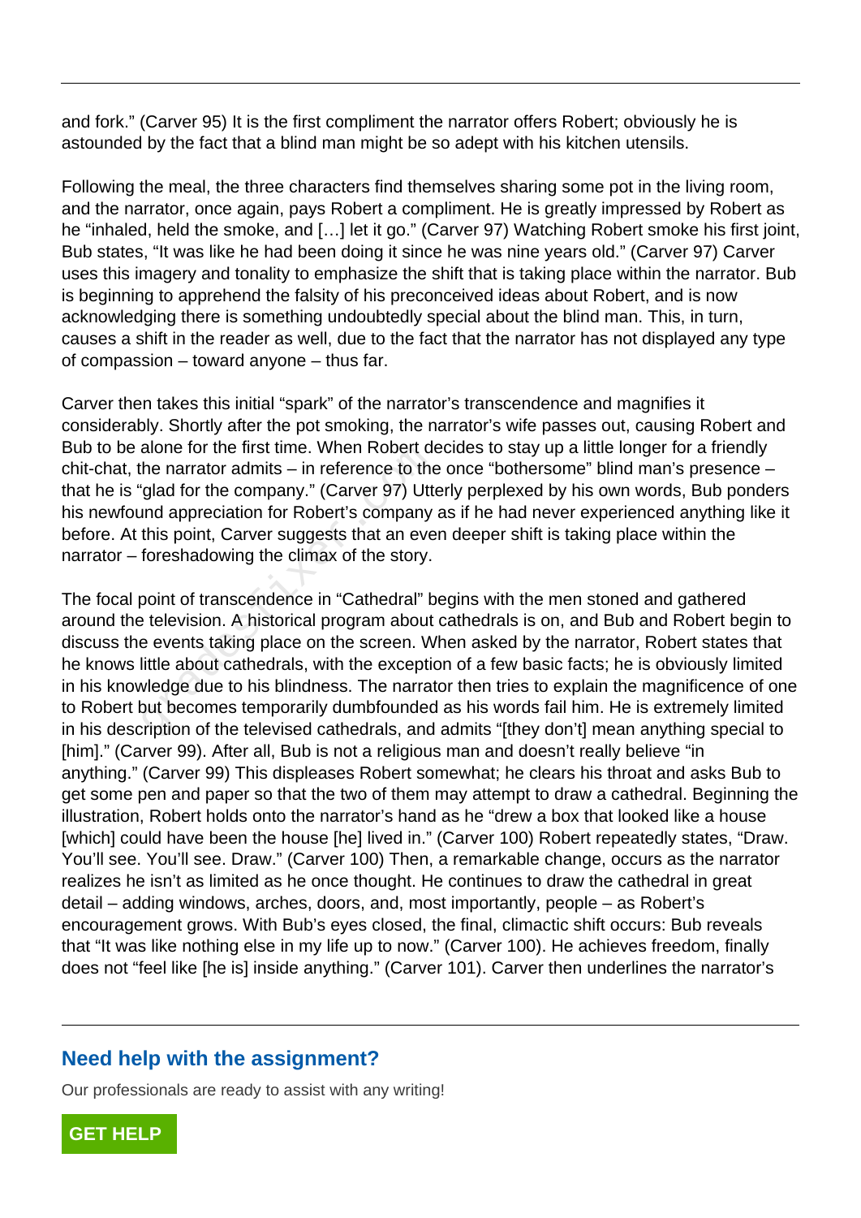and fork." (Carver 95) It is the first compliment the narrator offers Robert; obviously he is astounded by the fact that a blind man might be so adept with his kitchen utensils.

Following the meal, the three characters find themselves sharing some pot in the living room, and the narrator, once again, pays Robert a compliment. He is greatly impressed by Robert as he "inhaled, held the smoke, and […] let it go." (Carver 97) Watching Robert smoke his first joint, Bub states, "It was like he had been doing it since he was nine years old." (Carver 97) Carver uses this imagery and tonality to emphasize the shift that is taking place within the narrator. Bub is beginning to apprehend the falsity of his preconceived ideas about Robert, and is now acknowledging there is something undoubtedly special about the blind man. This, in turn, causes a shift in the reader as well, due to the fact that the narrator has not displayed any type of compassion – toward anyone – thus far.

Carver then takes this initial "spark" of the narrator's transcendence and magnifies it considerably. Shortly after the pot smoking, the narrator's wife passes out, causing Robert and Bub to be alone for the first time. When Robert decides to stay up a little longer for a friendly chit-chat, the narrator admits – in reference to the once "bothersome" blind man's presence – that he is "glad for the company." (Carver 97) Utterly perplexed by his own words, Bub ponders his newfound appreciation for Robert's company as if he had never experienced anything like it before. At this point, Carver suggests that an even deeper shift is taking place within the narrator – foreshadowing the climax of the story.

The focal point of transcendence in "Cathedral" begins with the men stoned and gathered around the television. A historical program about cathedrals is on, and Bub and Robert begin to discuss the events taking place on the screen. When asked by the narrator, Robert states that he knows little about cathedrals, with the exception of a few basic facts; he is obviously limited in his knowledge due to his blindness. The narrator then tries to explain the magnificence of one to Robert but becomes temporarily dumbfounded as his words fail him. He is extremely limited in his description of the televised cathedrals, and admits "[they don't] mean anything special to [him]." (Carver 99). After all, Bub is not a religious man and doesn't really believe "in anything." (Carver 99) This displeases Robert somewhat; he clears his throat and asks Bub to get some pen and paper so that the two of them may attempt to draw a cathedral. Beginning the illustration, Robert holds onto the narrator's hand as he "drew a box that looked like a house [which] could have been the house [he] lived in." (Carver 100) Robert repeatedly states, "Draw. You'll see. You'll see. Draw." (Carver 100) Then, a remarkable change, occurs as the narrator realizes he isn't as limited as he once thought. He continues to draw the cathedral in great detail – adding windows, arches, doors, and, most importantly, people – as Robert's encouragement grows. With Bub's eyes closed, the final, climactic shift occurs: Bub reveals that "It was like nothing else in my life up to now." (Carver 100). He achieves freedom, finally does not "feel like [he is] inside anything." (Carver 101). Carver then underlines the narrator's

## Need help with the assignment?

Our professionals are ready to assist with any writing!

GET HELP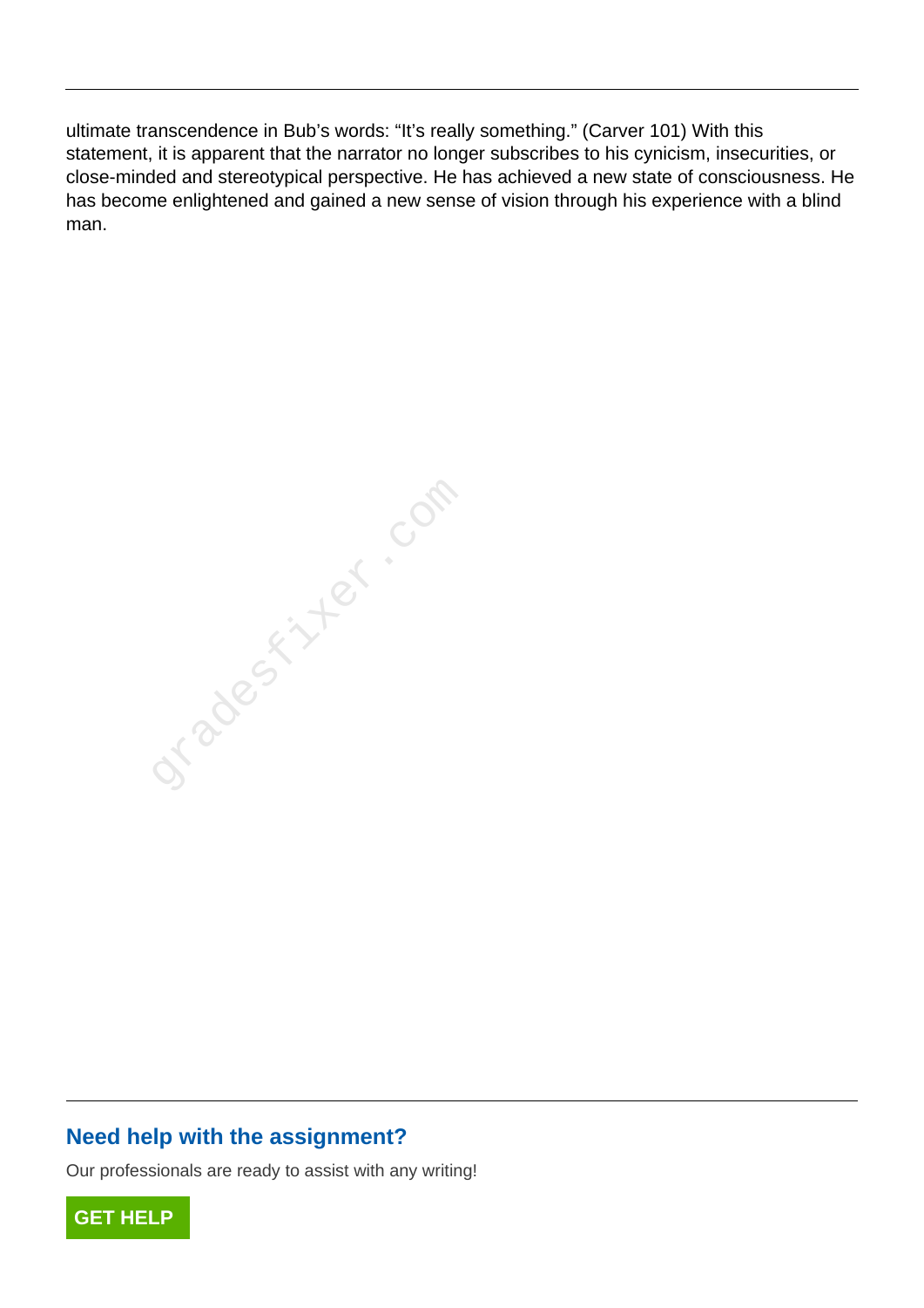ultimate transcendence in Bub's words: "It's really something." (Carver 101) With this statement, it is apparent that the narrator no longer subscribes to his cynicism, insecurities, or close-minded and stereotypical perspective. He has achieved a new state of consciousness. He has become enlightened and gained a new sense of vision through his experience with a blind man.

## Need help with the assignment?

Our professionals are ready to assist with any writing!

GET HELP